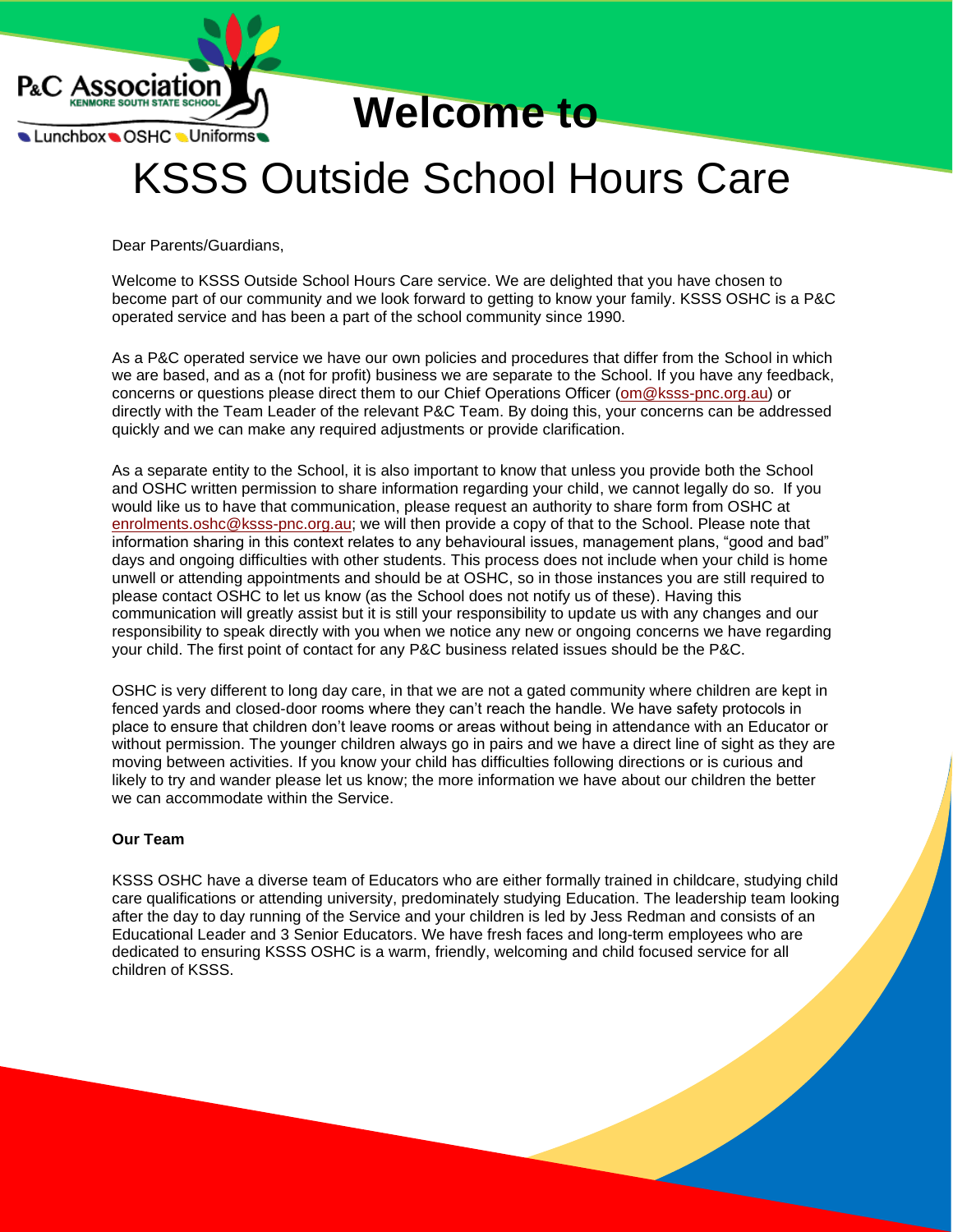P&C Association
KENMORE SOUTH STATE SCHOOL
Lunchbox OSHC Uniforms

# Welcome to

# KSSS Outside School Hours Care

Dear Parents/Guardians,

Welcome to KSSS Outside School Hours Care service. We are delighted that you have chosen to become part of our community and we look forward to getting to know your family. KSSS OSHC is a P&C operated service and has been a part of the school community since 1990.

As a P&C operated service we have our own policies and procedures that differ from the School in which we are based, and as a (not for profit) business we are separate to the School. If you have any feedback, concerns or questions please direct them to our Chief Operations Officer (om@ksss-pnc.org.au) or directly with the Team Leader of the relevant P&C Team. By doing this, your concerns can be addressed quickly and we can make any required adjustments or provide clarification.

As a separate entity to the School, it is also important to know that unless you provide both the School and OSHC written permission to share information regarding your child, we cannot legally do so. If you would like us to have that communication, please request an authority to share form from OSHC at enrolments.oshc@ksss-pnc.org.au; we will then provide a copy of that to the School. Please note that information sharing in this context relates to any behavioural issues, management plans, "good and bad" days and ongoing difficulties with other students. This process does not include when your child is home unwell or attending appointments and should be at OSHC, so in those instances you are still required to please contact OSHC to let us know (as the School does not notify us of these). Having this communication will greatly assist but it is still your responsibility to update us with any changes and our responsibility to speak directly with you when we notice any new or ongoing concerns we have regarding your child. The first point of contact for any P&C business related issues should be the P&C.

OSHC is very different to long day care, in that we are not a gated community where children are kept in fenced yards and closed-door rooms where they can't reach the handle. We have safety protocols in place to ensure that children don't leave rooms or areas without being in attendance with an Educator or without permission. The younger children always go in pairs and we have a direct line of sight as they are moving between activities. If you know your child has difficulties following directions or is curious and likely to try and wander please let us know; the more information we have about our children the better we can accommodate within the Service.

**Our Team**

KSSS OSHC have a diverse team of Educators who are either formally trained in childcare, studying child care qualifications or attending university, predominately studying Education. The leadership team looking after the day to day running of the Service and your children is led by Jess Redman and consists of an Educational Leader and 3 Senior Educators. We have fresh faces and long-term employees who are dedicated to ensuring KSSS OSHC is a warm, friendly, welcoming and child focused service for all children of KSSS.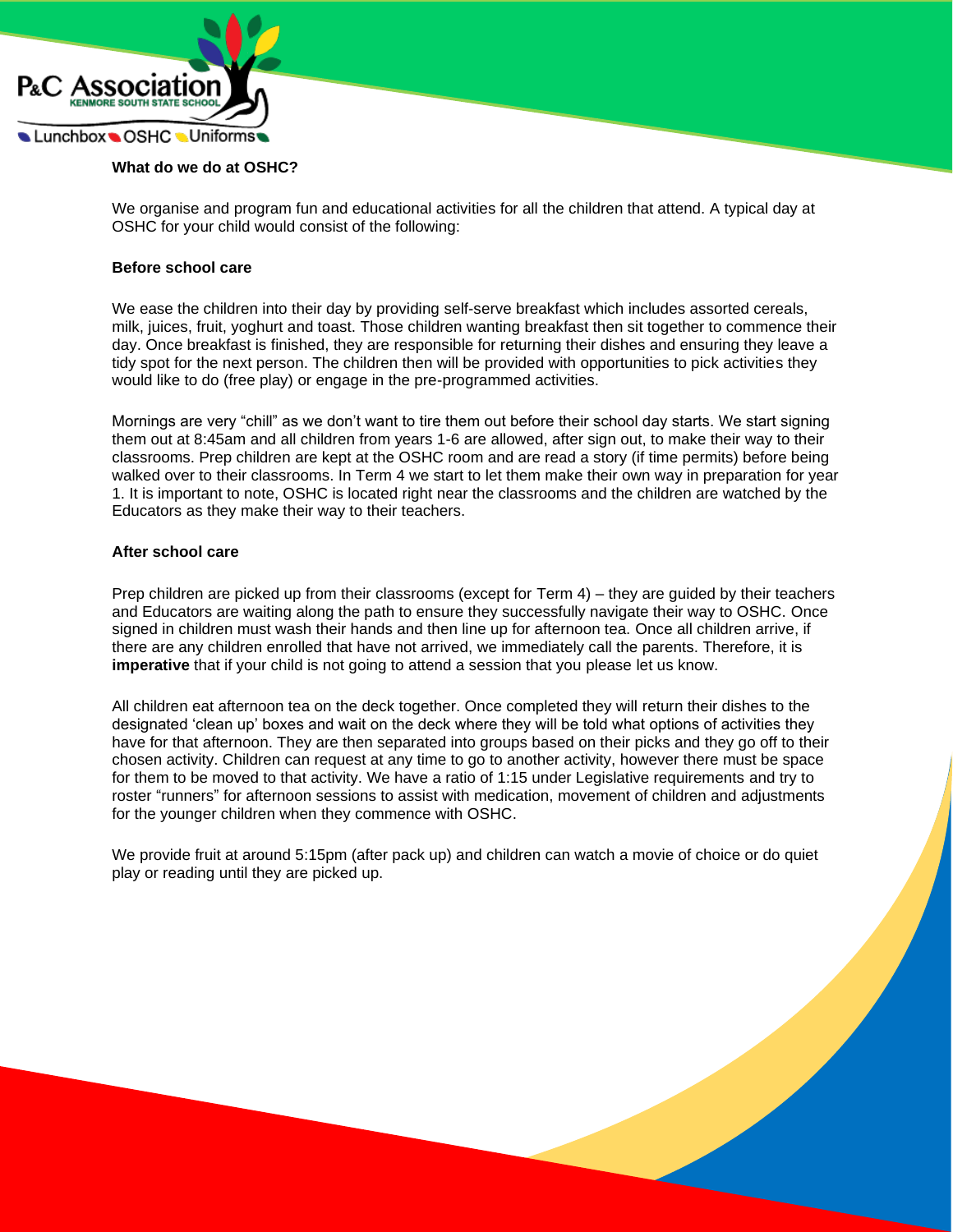## What do we do at OSHC?

We organise and program fun and educational activities for all the children that attend. A typical day at OSHC for your child would consist of the following:

### Before school care

We ease the children into their day by providing self-serve breakfast which includes assorted cereals, milk, juices, fruit, yoghurt and toast. Those children wanting breakfast then sit together to commence their day. Once breakfast is finished, they are responsible for returning their dishes and ensuring they leave a tidy spot for the next person. The children then will be provided with opportunities to pick activities they would like to do (free play) or engage in the pre-programmed activities.

Mornings are very "chill" as we don't want to tire them out before their school day starts. We start signing them out at 8:45am and all children from years 1-6 are allowed, after sign out, to make their way to their classrooms. Prep children are kept at the OSHC room and are read a story (if time permits) before being walked over to their classrooms. In Term 4 we start to let them make their own way in preparation for year 1. It is important to note, OSHC is located right near the classrooms and the children are watched by the Educators as they make their way to their teachers.

### After school care

Prep children are picked up from their classrooms (except for Term 4) – they are guided by their teachers and Educators are waiting along the path to ensure they successfully navigate their way to OSHC. Once signed in children must wash their hands and then line up for afternoon tea. Once all children arrive, if there are any children enrolled that have not arrived, we immediately call the parents. Therefore, it is **imperative** that if your child is not going to attend a session that you please let us know.

All children eat afternoon tea on the deck together. Once completed they will return their dishes to the designated 'clean up' boxes and wait on the deck where they will be told what options of activities they have for that afternoon. They are then separated into groups based on their picks and they go off to their chosen activity. Children can request at any time to go to another activity, however there must be space for them to be moved to that activity. We have a ratio of 1:15 under Legislative requirements and try to roster "runners" for afternoon sessions to assist with medication, movement of children and adjustments for the younger children when they commence with OSHC.

We provide fruit at around 5:15pm (after pack up) and children can watch a movie of choice or do quiet play or reading until they are picked up.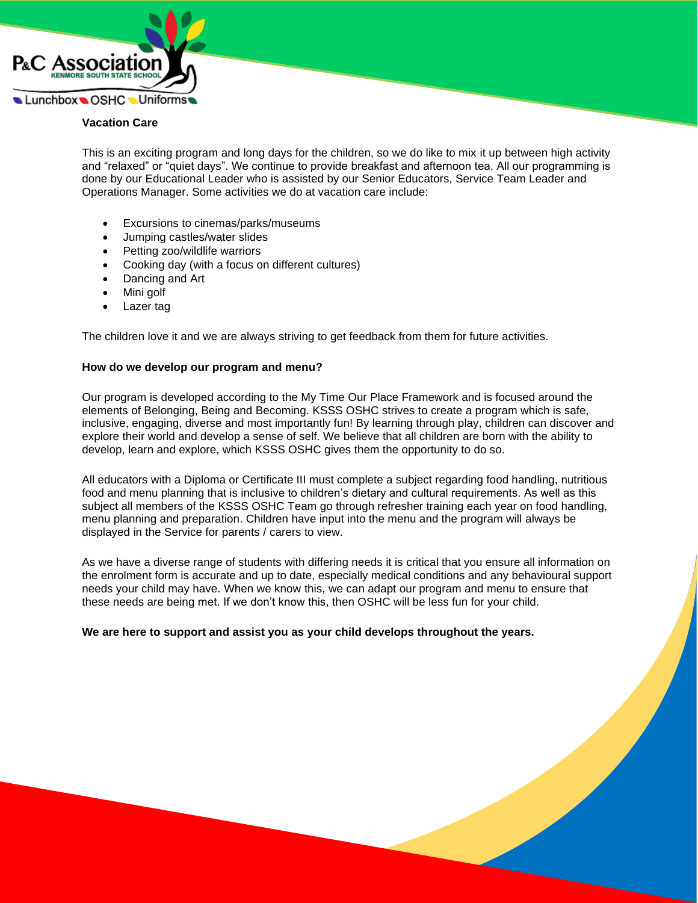**Vacation Care**

This is an exciting program and long days for the children, so we do like to mix it up between high activity and "relaxed" or "quiet days". We continue to provide breakfast and afternoon tea. All our programming is done by our Educational Leader who is assisted by our Senior Educators, Service Team Leader and Operations Manager. Some activities we do at vacation care include:

- Excursions to cinemas/parks/museums
- Jumping castles/water slides
- Petting zoo/wildlife warriors
- Cooking day (with a focus on different cultures)
- Dancing and Art
- Mini golf
- Lazer tag

The children love it and we are always striving to get feedback from them for future activities.

**How do we develop our program and menu?**

Our program is developed according to the My Time Our Place Framework and is focused around the elements of Belonging, Being and Becoming. KSSS OSHC strives to create a program which is safe, inclusive, engaging, diverse and most importantly fun! By learning through play, children can discover and explore their world and develop a sense of self. We believe that all children are born with the ability to develop, learn and explore, which KSSS OSHC gives them the opportunity to do so.

All educators with a Diploma or Certificate III must complete a subject regarding food handling, nutritious food and menu planning that is inclusive to children's dietary and cultural requirements. As well as this subject all members of the KSSS OSHC Team go through refresher training each year on food handling, menu planning and preparation. Children have input into the menu and the program will always be displayed in the Service for parents / carers to view.

As we have a diverse range of students with differing needs it is critical that you ensure all information on the enrolment form is accurate and up to date, especially medical conditions and any behavioural support needs your child may have. When we know this, we can adapt our program and menu to ensure that these needs are being met. If we don't know this, then OSHC will be less fun for your child.

**We are here to support and assist you as your child develops throughout the years.**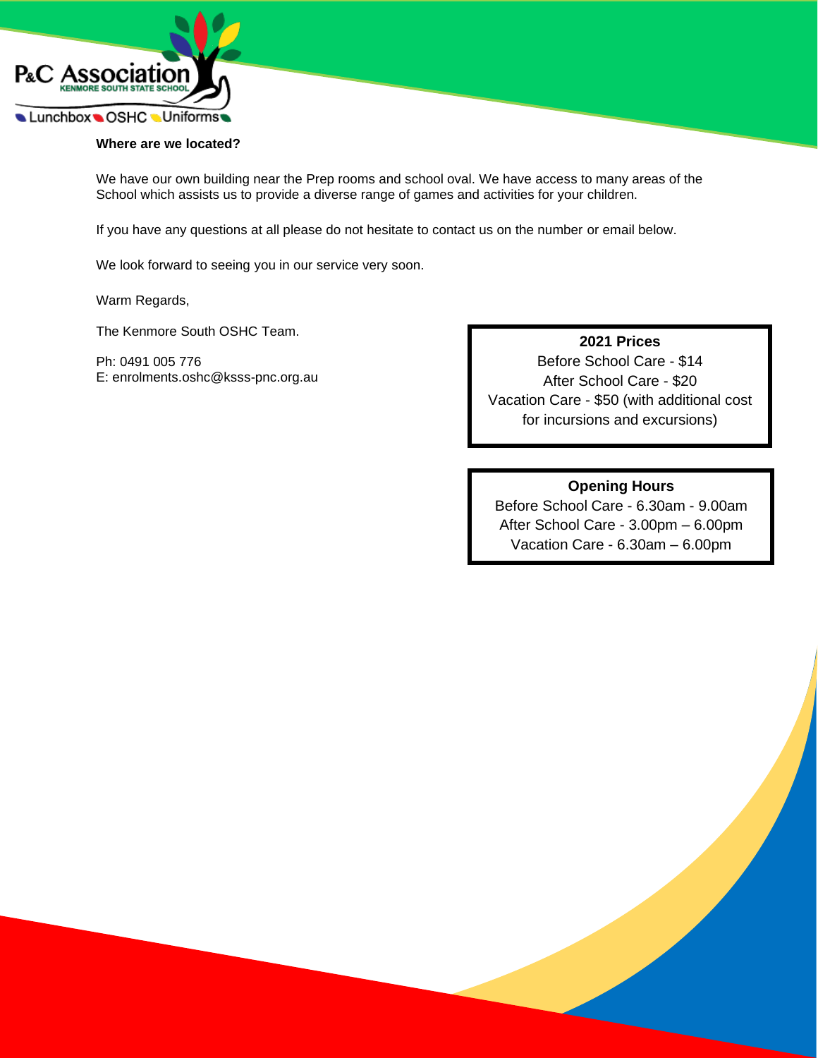**Where are we located?**

We have our own building near the Prep rooms and school oval. We have access to many areas of the School which assists us to provide a diverse range of games and activities for your children.

If you have any questions at all please do not hesitate to contact us on the number or email below.

We look forward to seeing you in our service very soon.

Warm Regards,

The Kenmore South OSHC Team.

Ph: 0491 005 776
E: enrolments.oshc@ksss-pnc.org.au

**2021 Prices**

Before School Care - $14
After School Care - $20
Vacation Care - $50 (with additional cost for incursions and excursions)

**Opening Hours**

Before School Care - 6.30am - 9.00am
After School Care - 3.00pm – 6.00pm
Vacation Care - 6.30am – 6.00pm